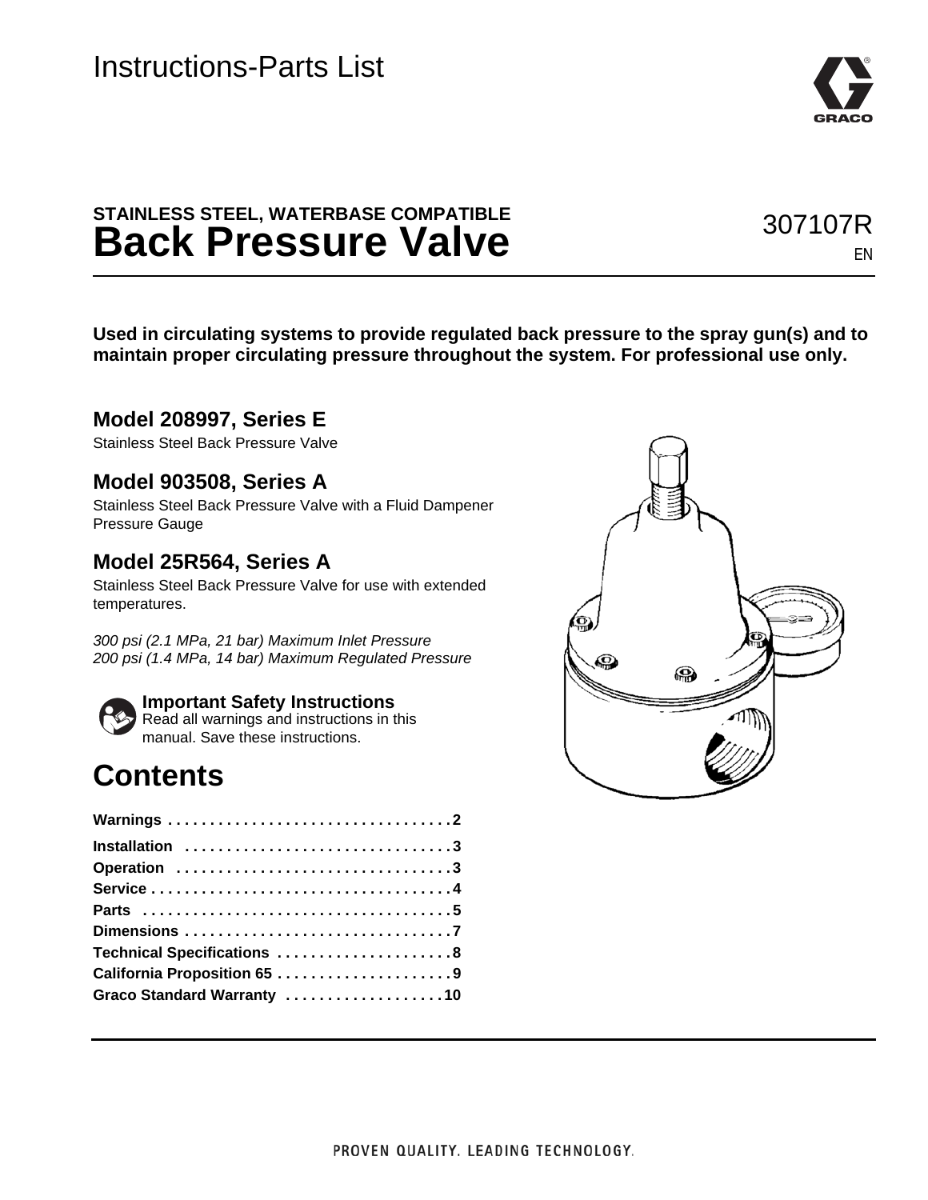Instructions-Parts List

**STAINLESS STEEL, WATERBASE COMPATIBLE**

# Back Pressure Valve

307107R

EN

**Used in circulating systems to provide regulated back pressure to the spray gun(s) and to maintain proper circulating pressure throughout the system. For professional use only.**

## Model 208997, Series E

Stainless Steel Back Pressure Valve

## Model 903508, Series A

Stainless Steel Back Pressure Valve with a Fluid Dampener Pressure Gauge

## Model 25R564, Series A

Stainless Steel Back Pressure Valve for use with extended temperatures.

*300 psi (2.1 MPa, 21 bar) Maximum Inlet Pressure*
*200 psi (1.4 MPa, 14 bar) Maximum Regulated Pressure*

**Important Safety Instructions**
Read all warnings and instructions in this manual. Save these instructions.

# Contents

**Warnings . . . . . . . . . . . . . . . . . . . . . . . . . . . . . . . . . . 2**
**Installation . . . . . . . . . . . . . . . . . . . . . . . . . . . . . . . . 3**
**Operation . . . . . . . . . . . . . . . . . . . . . . . . . . . . . . . . . 3**
**Service . . . . . . . . . . . . . . . . . . . . . . . . . . . . . . . . . . . . 4**
**Parts . . . . . . . . . . . . . . . . . . . . . . . . . . . . . . . . . . . . . 5**
**Dimensions . . . . . . . . . . . . . . . . . . . . . . . . . . . . . . . . 7**
**Technical Specifications . . . . . . . . . . . . . . . . . . . . . 8**
**California Proposition 65 . . . . . . . . . . . . . . . . . . . . . 9**
**Graco Standard Warranty . . . . . . . . . . . . . . . . . . . 10**

PROVEN QUALITY. LEADING TECHNOLOGY.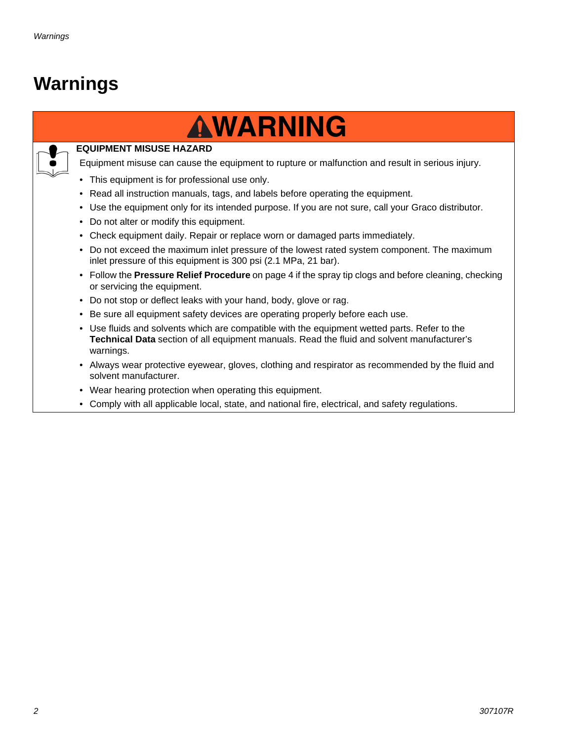# Warnings

## ⚠WARNING

**EQUIPMENT MISUSE HAZARD**

Equipment misuse can cause the equipment to rupture or malfunction and result in serious injury.

- This equipment is for professional use only.
- Read all instruction manuals, tags, and labels before operating the equipment.
- Use the equipment only for its intended purpose. If you are not sure, call your Graco distributor.
- Do not alter or modify this equipment.
- Check equipment daily. Repair or replace worn or damaged parts immediately.
- Do not exceed the maximum inlet pressure of the lowest rated system component. The maximum inlet pressure of this equipment is 300 psi (2.1 MPa, 21 bar).
- Follow the **Pressure Relief Procedure** on page 4 if the spray tip clogs and before cleaning, checking or servicing the equipment.
- Do not stop or deflect leaks with your hand, body, glove or rag.
- Be sure all equipment safety devices are operating properly before each use.
- Use fluids and solvents which are compatible with the equipment wetted parts. Refer to the **Technical Data** section of all equipment manuals. Read the fluid and solvent manufacturer's warnings.
- Always wear protective eyewear, gloves, clothing and respirator as recommended by the fluid and solvent manufacturer.
- Wear hearing protection when operating this equipment.
- Comply with all applicable local, state, and national fire, electrical, and safety regulations.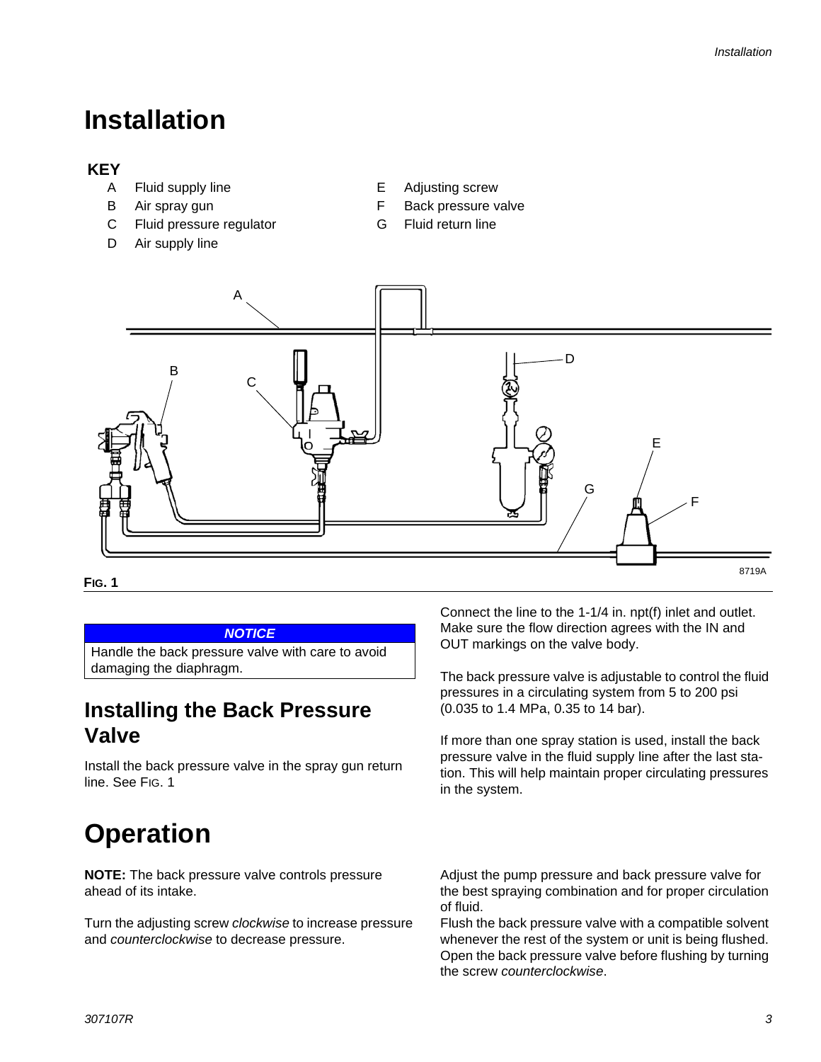# Installation

**KEY**

- A Fluid supply line
- B Air spray gun
- C Fluid pressure regulator
- D Air supply line
- E Adjusting screw
- F Back pressure valve
- G Fluid return line

**FIG. 1**

***NOTICE***

Handle the back pressure valve with care to avoid damaging the diaphragm.

## Installing the Back Pressure Valve

Install the back pressure valve in the spray gun return line. See FIG. 1

Connect the line to the 1-1/4 in. npt(f) inlet and outlet. Make sure the flow direction agrees with the IN and OUT markings on the valve body.

The back pressure valve is adjustable to control the fluid pressures in a circulating system from 5 to 200 psi (0.035 to 1.4 MPa, 0.35 to 14 bar).

If more than one spray station is used, install the back pressure valve in the fluid supply line after the last station. This will help maintain proper circulating pressures in the system.

# Operation

**NOTE:** The back pressure valve controls pressure ahead of its intake.

Turn the adjusting screw *clockwise* to increase pressure and *counterclockwise* to decrease pressure.

Adjust the pump pressure and back pressure valve for the best spraying combination and for proper circulation of fluid.

Flush the back pressure valve with a compatible solvent whenever the rest of the system or unit is being flushed. Open the back pressure valve before flushing by turning the screw *counterclockwise*.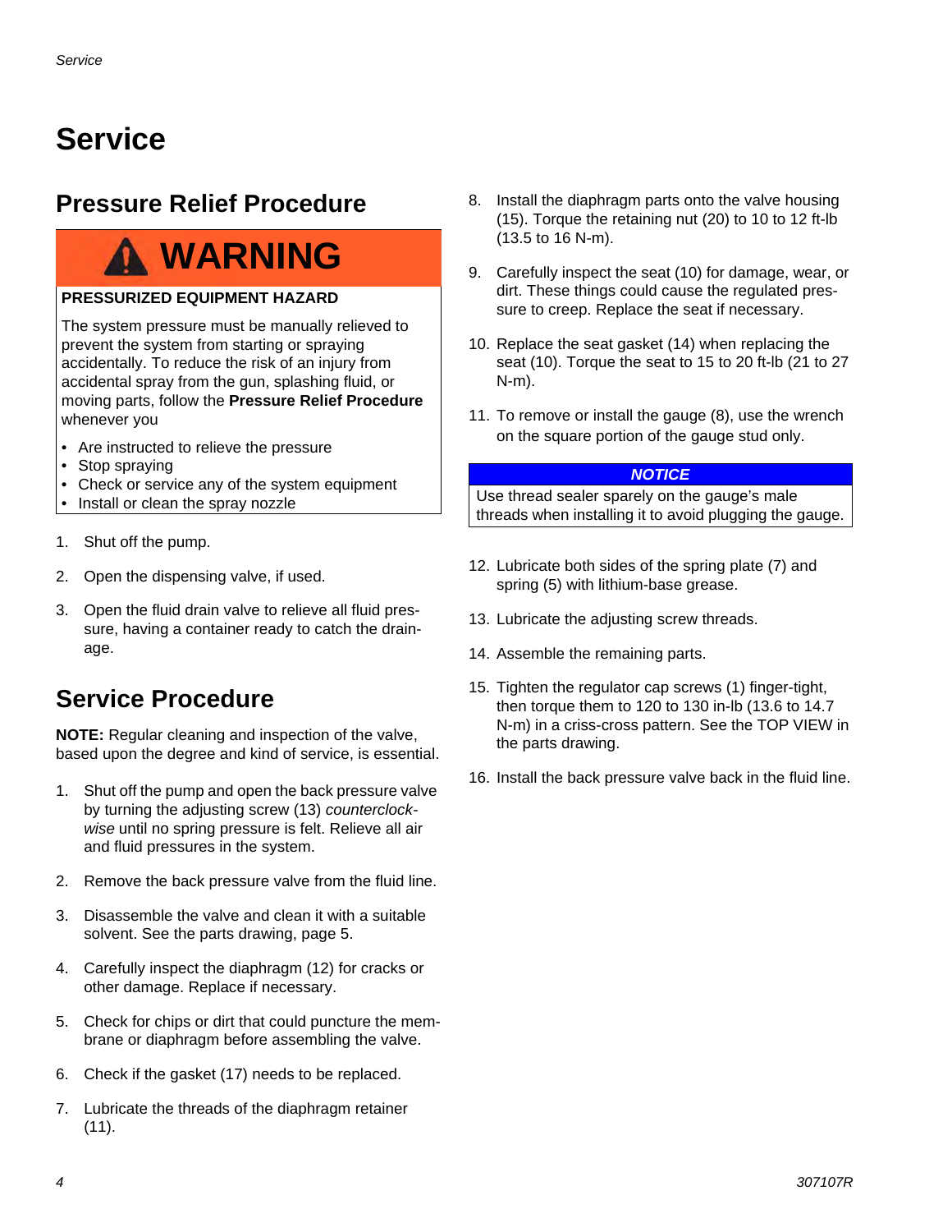# Service

## Pressure Relief Procedure

**WARNING**

**PRESSURIZED EQUIPMENT HAZARD**

The system pressure must be manually relieved to prevent the system from starting or spraying accidentally. To reduce the risk of an injury from accidental spray from the gun, splashing fluid, or moving parts, follow the **Pressure Relief Procedure** whenever you

- Are instructed to relieve the pressure
- Stop spraying
- Check or service any of the system equipment
- Install or clean the spray nozzle

1. Shut off the pump.
2. Open the dispensing valve, if used.
3. Open the fluid drain valve to relieve all fluid pressure, having a container ready to catch the drainage.

## Service Procedure

**NOTE:** Regular cleaning and inspection of the valve, based upon the degree and kind of service, is essential.

1. Shut off the pump and open the back pressure valve by turning the adjusting screw (13) *counterclockwise* until no spring pressure is felt. Relieve all air and fluid pressures in the system.
2. Remove the back pressure valve from the fluid line.
3. Disassemble the valve and clean it with a suitable solvent. See the parts drawing, page 5.
4. Carefully inspect the diaphragm (12) for cracks or other damage. Replace if necessary.
5. Check for chips or dirt that could puncture the membrane or diaphragm before assembling the valve.
6. Check if the gasket (17) needs to be replaced.
7. Lubricate the threads of the diaphragm retainer (11).
8. Install the diaphragm parts onto the valve housing (15). Torque the retaining nut (20) to 10 to 12 ft-lb (13.5 to 16 N-m).
9. Carefully inspect the seat (10) for damage, wear, or dirt. These things could cause the regulated pressure to creep. Replace the seat if necessary.
10. Replace the seat gasket (14) when replacing the seat (10). Torque the seat to 15 to 20 ft-lb (21 to 27 N-m).
11. To remove or install the gauge (8), use the wrench on the square portion of the gauge stud only.

***NOTICE***

Use thread sealer sparely on the gauge's male threads when installing it to avoid plugging the gauge.

12. Lubricate both sides of the spring plate (7) and spring (5) with lithium-base grease.
13. Lubricate the adjusting screw threads.
14. Assemble the remaining parts.
15. Tighten the regulator cap screws (1) finger-tight, then torque them to 120 to 130 in-lb (13.6 to 14.7 N-m) in a criss-cross pattern. See the TOP VIEW in the parts drawing.
16. Install the back pressure valve back in the fluid line.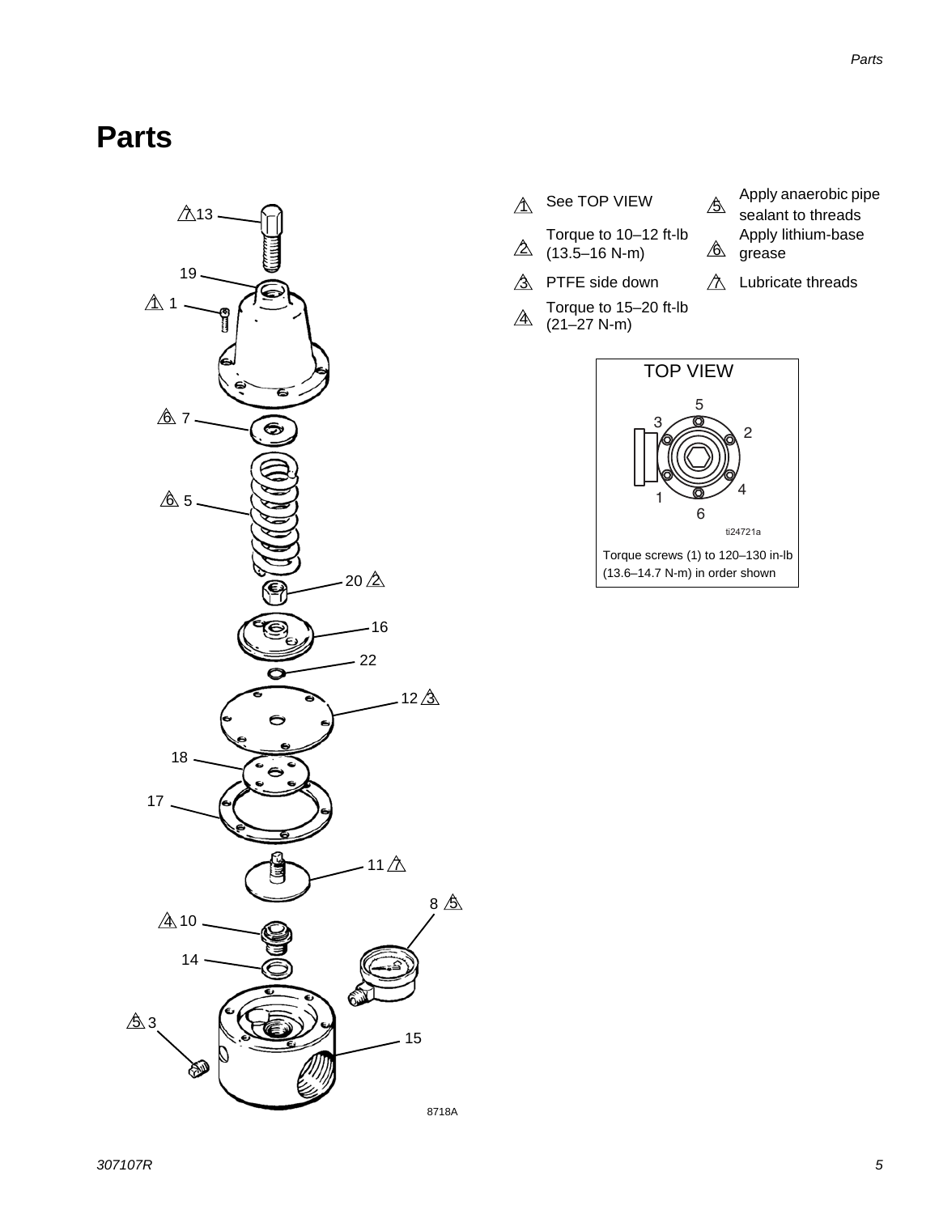# Parts

1. See TOP VIEW
2. Torque to 10–12 ft-lb (13.5–16 N-m)
3. PTFE side down
4. Torque to 15–20 ft-lb (21–27 N-m)
5. Apply anaerobic pipe sealant to threads
6. Apply lithium-base grease
7. Lubricate threads

TOP VIEW

Torque screws (1) to 120–130 in-lb (13.6–14.7 N-m) in order shown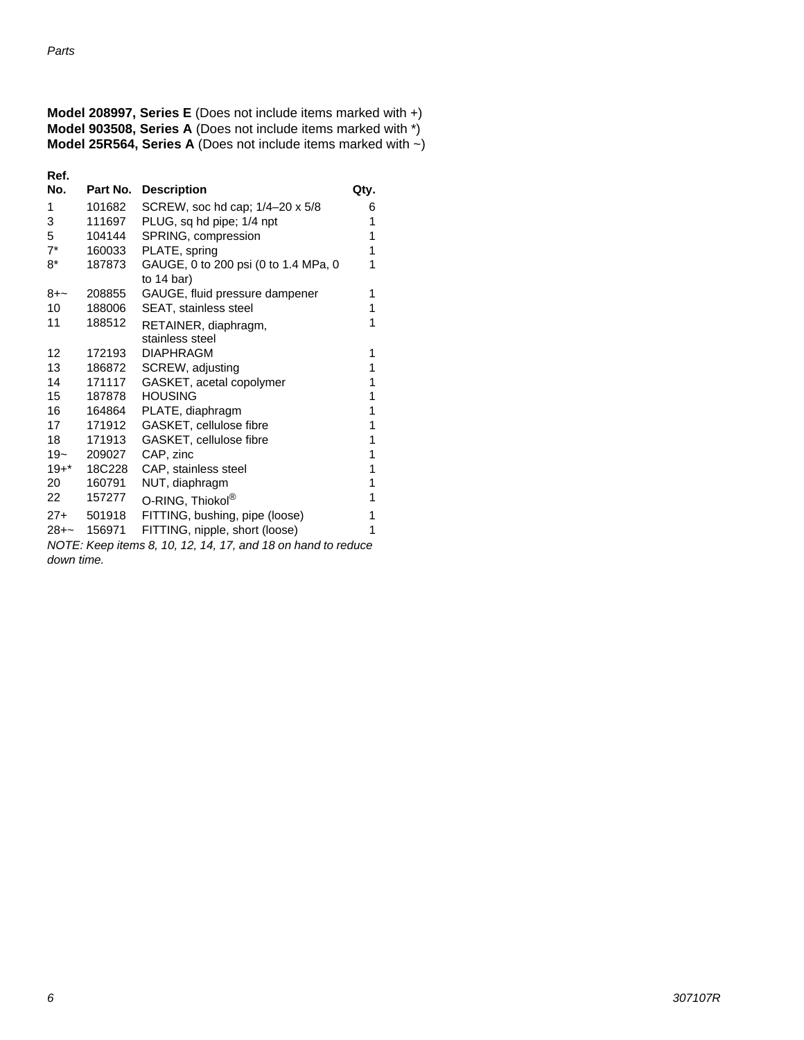**Model 208997, Series E** (Does not include items marked with +)
**Model 903508, Series A** (Does not include items marked with *)
**Model 25R564, Series A** (Does not include items marked with ~)

| Ref. No. | Part No. | Description | Qty. |
|---|---|---|---|
| 1 | 101682 | SCREW, soc hd cap; 1/4–20 x 5/8 | 6 |
| 3 | 111697 | PLUG, sq hd pipe; 1/4 npt | 1 |
| 5 | 104144 | SPRING, compression | 1 |
| 7* | 160033 | PLATE, spring | 1 |
| 8* | 187873 | GAUGE, 0 to 200 psi (0 to 1.4 MPa, 0 to 14 bar) | 1 |
| 8+~ | 208855 | GAUGE, fluid pressure dampener | 1 |
| 10 | 188006 | SEAT, stainless steel | 1 |
| 11 | 188512 | RETAINER, diaphragm, stainless steel | 1 |
| 12 | 172193 | DIAPHRAGM | 1 |
| 13 | 186872 | SCREW, adjusting | 1 |
| 14 | 171117 | GASKET, acetal copolymer | 1 |
| 15 | 187878 | HOUSING | 1 |
| 16 | 164864 | PLATE, diaphragm | 1 |
| 17 | 171912 | GASKET, cellulose fibre | 1 |
| 18 | 171913 | GASKET, cellulose fibre | 1 |
| 19~ | 209027 | CAP, zinc | 1 |
| 19+* | 18C228 | CAP, stainless steel | 1 |
| 20 | 160791 | NUT, diaphragm | 1 |
| 22 | 157277 | O-RING, Thiokol® | 1 |
| 27+ | 501918 | FITTING, bushing, pipe (loose) | 1 |
| 28+~ | 156971 | FITTING, nipple, short (loose) | 1 |

*NOTE: Keep items 8, 10, 12, 14, 17, and 18 on hand to reduce down time.*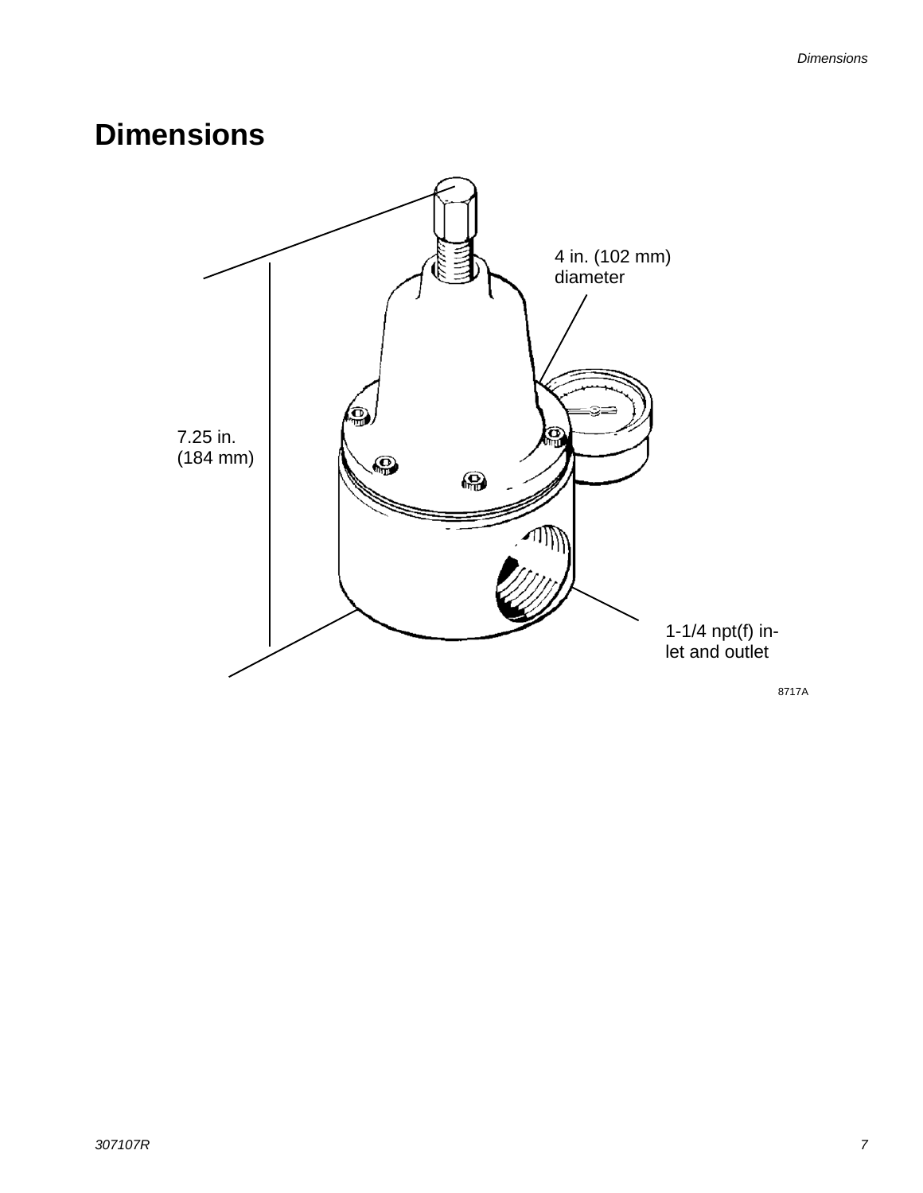# Dimensions

4 in. (102 mm) diameter

7.25 in. (184 mm)

1-1/4 npt(f) inlet and outlet

8717A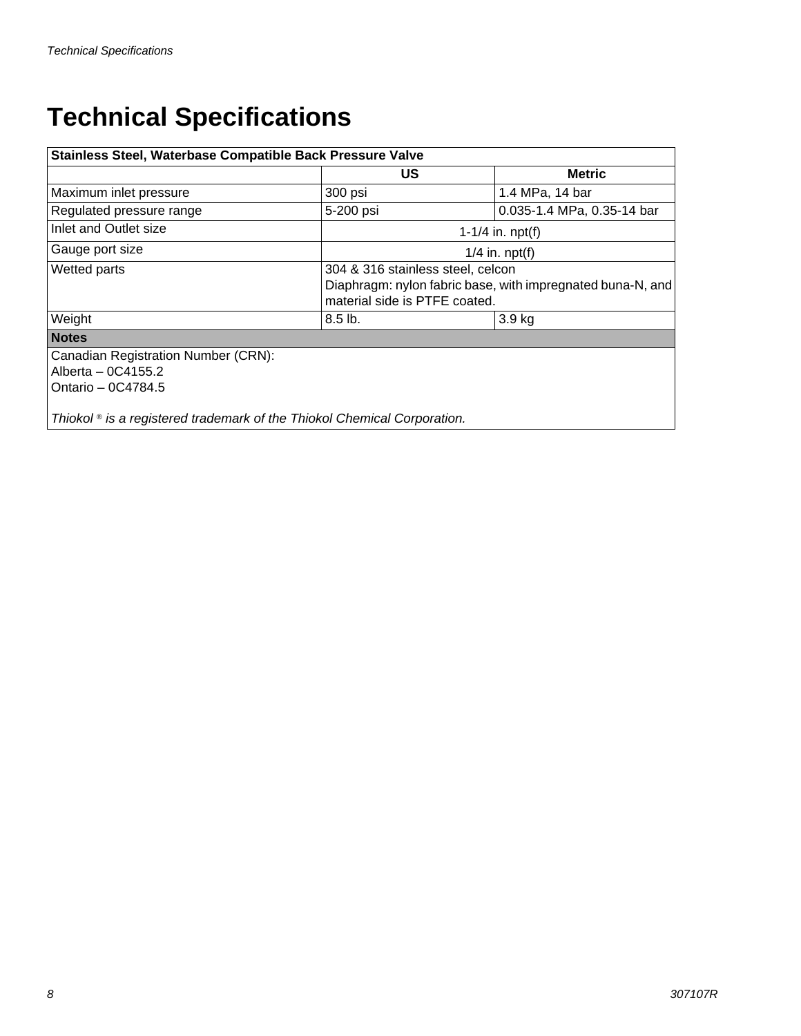# Technical Specifications

| Stainless Steel, Waterbase Compatible Back Pressure Valve | | |
|---|---|---|
| | **US** | **Metric** |
| Maximum inlet pressure | 300 psi | 1.4 MPa, 14 bar |
| Regulated pressure range | 5-200 psi | 0.035-1.4 MPa, 0.35-14 bar |
| Inlet and Outlet size | 1-1/4 in. npt(f) | |
| Gauge port size | 1/4 in. npt(f) | |
| Wetted parts | 304 & 316 stainless steel, celcon<br>Diaphragm: nylon fabric base, with impregnated buna-N, and material side is PTFE coated. | |
| Weight | 8.5 lb. | 3.9 kg |
| **Notes** | | |
| Canadian Registration Number (CRN):<br>Alberta – 0C4155.2<br>Ontario – 0C4784.5<br><br>*Thiokol ® is a registered trademark of the Thiokol Chemical Corporation.* | | |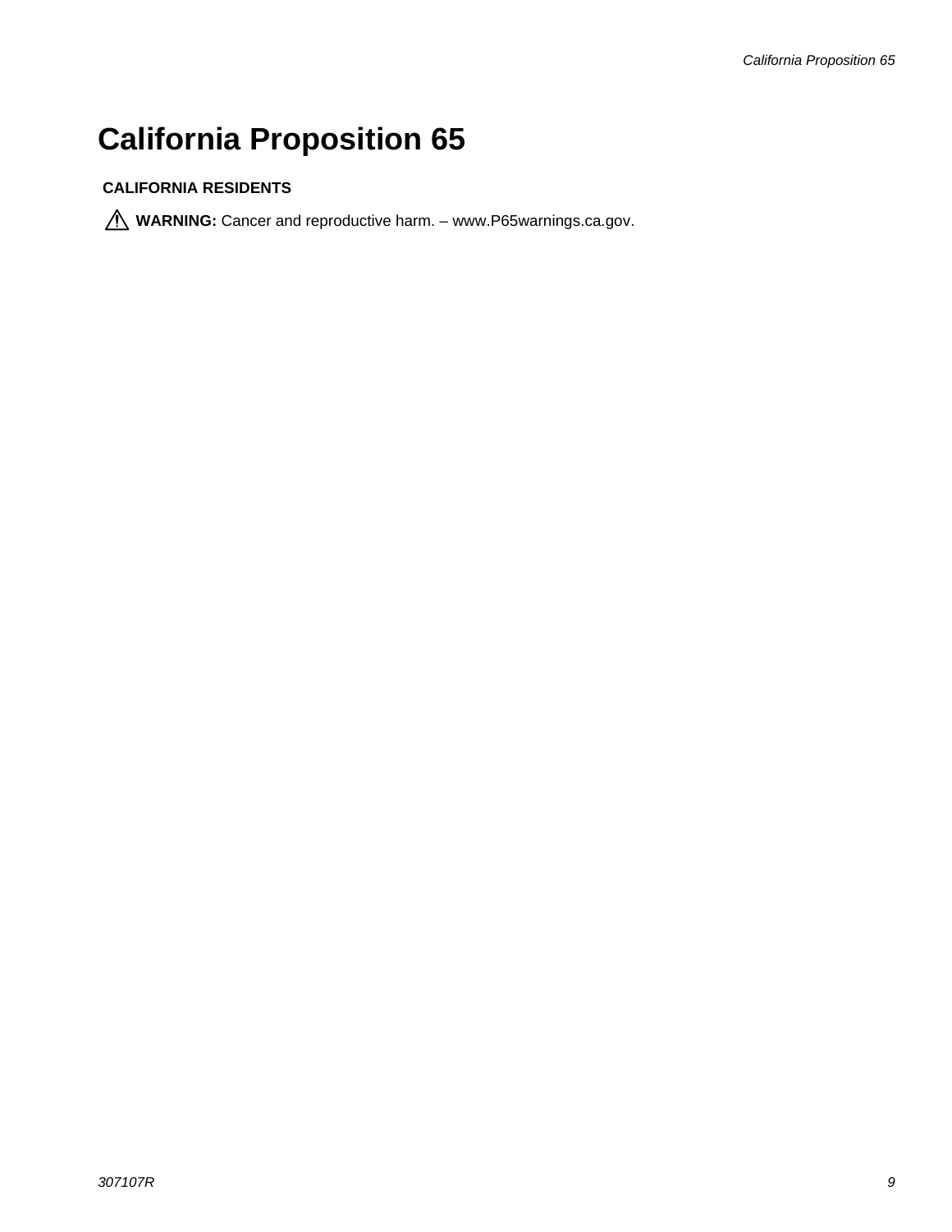# California Proposition 65

**CALIFORNIA RESIDENTS**

⚠ **WARNING:** Cancer and reproductive harm. – www.P65warnings.ca.gov.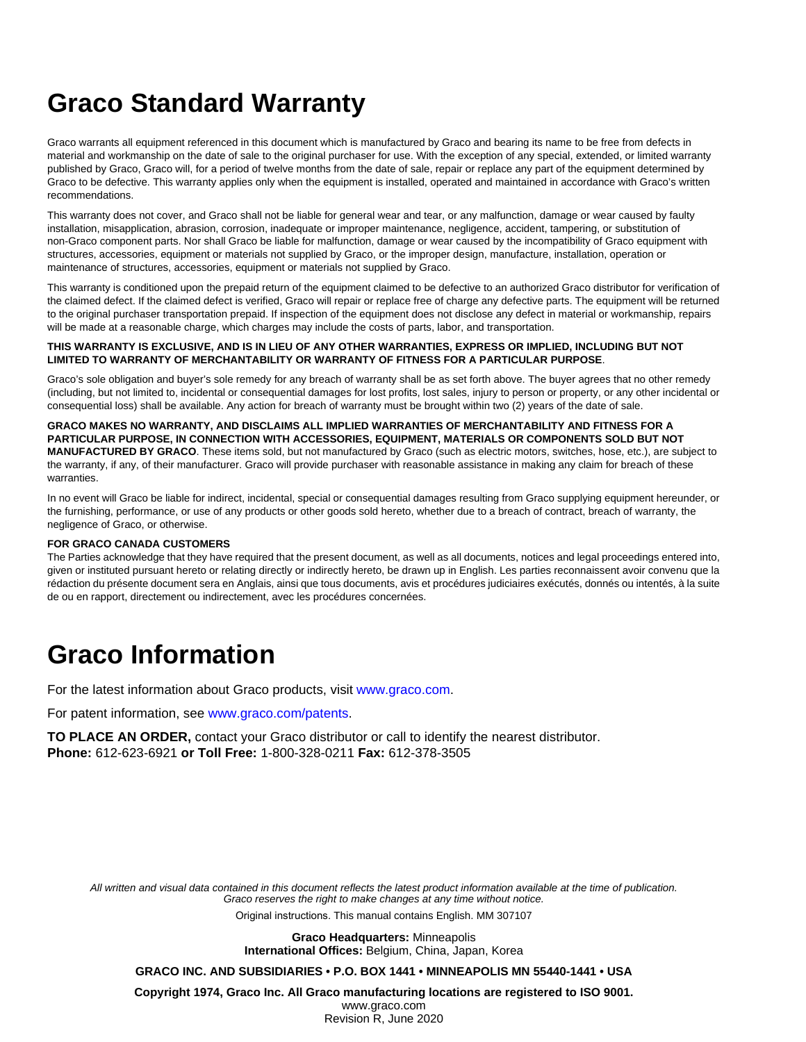# Graco Standard Warranty

Graco warrants all equipment referenced in this document which is manufactured by Graco and bearing its name to be free from defects in material and workmanship on the date of sale to the original purchaser for use. With the exception of any special, extended, or limited warranty published by Graco, Graco will, for a period of twelve months from the date of sale, repair or replace any part of the equipment determined by Graco to be defective. This warranty applies only when the equipment is installed, operated and maintained in accordance with Graco's written recommendations.

This warranty does not cover, and Graco shall not be liable for general wear and tear, or any malfunction, damage or wear caused by faulty installation, misapplication, abrasion, corrosion, inadequate or improper maintenance, negligence, accident, tampering, or substitution of non-Graco component parts. Nor shall Graco be liable for malfunction, damage or wear caused by the incompatibility of Graco equipment with structures, accessories, equipment or materials not supplied by Graco, or the improper design, manufacture, installation, operation or maintenance of structures, accessories, equipment or materials not supplied by Graco.

This warranty is conditioned upon the prepaid return of the equipment claimed to be defective to an authorized Graco distributor for verification of the claimed defect. If the claimed defect is verified, Graco will repair or replace free of charge any defective parts. The equipment will be returned to the original purchaser transportation prepaid. If inspection of the equipment does not disclose any defect in material or workmanship, repairs will be made at a reasonable charge, which charges may include the costs of parts, labor, and transportation.

**THIS WARRANTY IS EXCLUSIVE, AND IS IN LIEU OF ANY OTHER WARRANTIES, EXPRESS OR IMPLIED, INCLUDING BUT NOT LIMITED TO WARRANTY OF MERCHANTABILITY OR WARRANTY OF FITNESS FOR A PARTICULAR PURPOSE**.

Graco's sole obligation and buyer's sole remedy for any breach of warranty shall be as set forth above. The buyer agrees that no other remedy (including, but not limited to, incidental or consequential damages for lost profits, lost sales, injury to person or property, or any other incidental or consequential loss) shall be available. Any action for breach of warranty must be brought within two (2) years of the date of sale.

**GRACO MAKES NO WARRANTY, AND DISCLAIMS ALL IMPLIED WARRANTIES OF MERCHANTABILITY AND FITNESS FOR A PARTICULAR PURPOSE, IN CONNECTION WITH ACCESSORIES, EQUIPMENT, MATERIALS OR COMPONENTS SOLD BUT NOT MANUFACTURED BY GRACO**. These items sold, but not manufactured by Graco (such as electric motors, switches, hose, etc.), are subject to the warranty, if any, of their manufacturer. Graco will provide purchaser with reasonable assistance in making any claim for breach of these warranties.

In no event will Graco be liable for indirect, incidental, special or consequential damages resulting from Graco supplying equipment hereunder, or the furnishing, performance, or use of any products or other goods sold hereto, whether due to a breach of contract, breach of warranty, the negligence of Graco, or otherwise.

**FOR GRACO CANADA CUSTOMERS**

The Parties acknowledge that they have required that the present document, as well as all documents, notices and legal proceedings entered into, given or instituted pursuant hereto or relating directly or indirectly hereto, be drawn up in English. Les parties reconnaissent avoir convenu que la rédaction du présente document sera en Anglais, ainsi que tous documents, avis et procédures judiciaires exécutés, donnés ou intentés, à la suite de ou en rapport, directement ou indirectement, avec les procédures concernées.

# Graco Information

For the latest information about Graco products, visit www.graco.com.

For patent information, see www.graco.com/patents.

**TO PLACE AN ORDER,** contact your Graco distributor or call to identify the nearest distributor.
**Phone:** 612-623-6921 **or Toll Free:** 1-800-328-0211 **Fax:** 612-378-3505

*All written and visual data contained in this document reflects the latest product information available at the time of publication. Graco reserves the right to make changes at any time without notice.*

Original instructions. This manual contains English. MM 307107

**Graco Headquarters:** Minneapolis
**International Offices:** Belgium, China, Japan, Korea

**GRACO INC. AND SUBSIDIARIES • P.O. BOX 1441 • MINNEAPOLIS MN 55440-1441 • USA**

**Copyright 1974, Graco Inc. All Graco manufacturing locations are registered to ISO 9001.**
www.graco.com
Revision R, June 2020